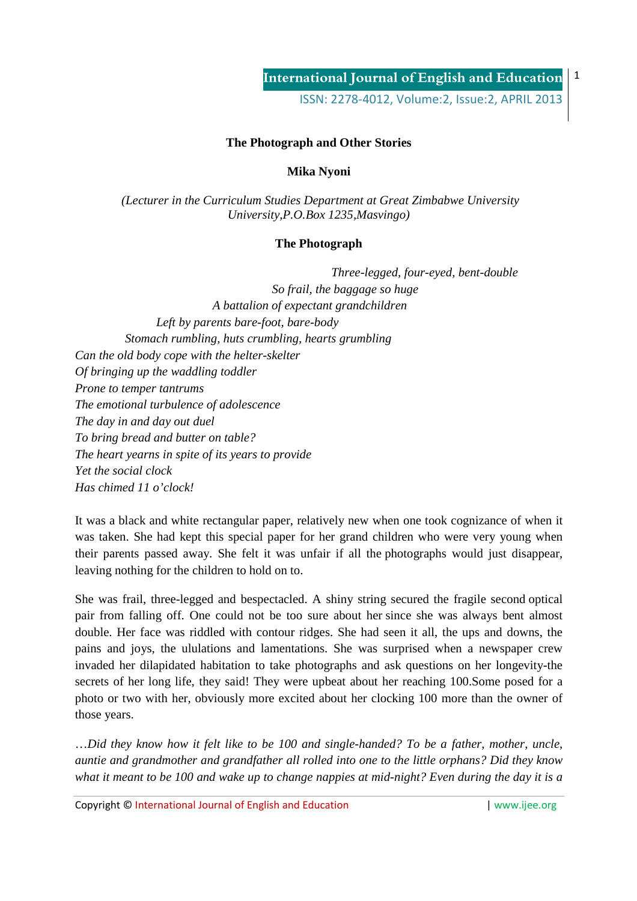# The Photograph and Other Stories

**Mika Nyoni**

*(Lecturer in the Curriculum Studies Department at Great Zimbabwe University University,P.O.Box 1235,Masvingo)*

## The Photograph

*Three-legged, four-eyed, bent-double*
*So frail, the baggage so huge*
*A battalion of expectant grandchildren*
*Left by parents bare-foot, bare-body*
*Stomach rumbling, huts crumbling, hearts grumbling*
*Can the old body cope with the helter-skelter*
*Of bringing up the waddling toddler*
*Prone to temper tantrums*
*The emotional turbulence of adolescence*
*The day in and day out duel*
*To bring bread and butter on table?*
*The heart yearns in spite of its years to provide*
*Yet the social clock*
*Has chimed 11 o'clock!*

It was a black and white rectangular paper, relatively new when one took cognizance of when it was taken. She had kept this special paper for her grand children who were very young when their parents passed away. She felt it was unfair if all the photographs would just disappear, leaving nothing for the children to hold on to.

She was frail, three-legged and bespectacled. A shiny string secured the fragile second optical pair from falling off. One could not be too sure about her since she was always bent almost double. Her face was riddled with contour ridges. She had seen it all, the ups and downs, the pains and joys, the ululations and lamentations. She was surprised when a newspaper crew invaded her dilapidated habitation to take photographs and ask questions on her longevity-the secrets of her long life, they said! They were upbeat about her reaching 100.Some posed for a photo or two with her, obviously more excited about her clocking 100 more than the owner of those years.

*…Did they know how it felt like to be 100 and single-handed? To be a father, mother, uncle, auntie and grandmother and grandfather all rolled into one to the little orphans? Did they know what it meant to be 100 and wake up to change nappies at mid-night? Even during the day it is a*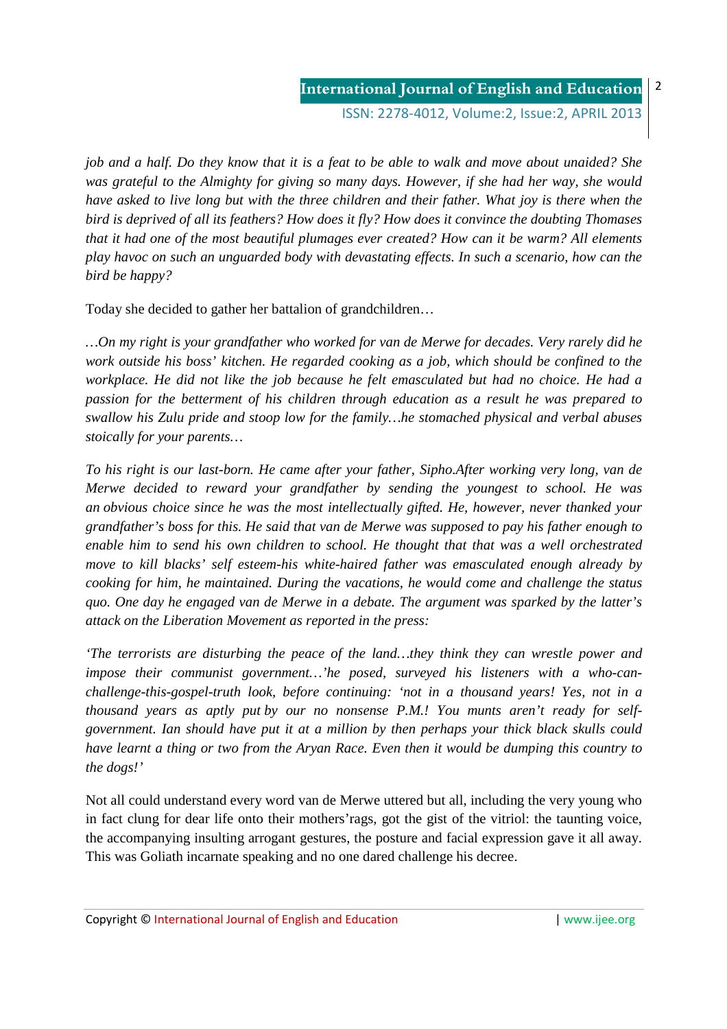*job and a half. Do they know that it is a feat to be able to walk and move about unaided? She was grateful to the Almighty for giving so many days. However, if she had her way, she would have asked to live long but with the three children and their father. What joy is there when the bird is deprived of all its feathers? How does it fly? How does it convince the doubting Thomases that it had one of the most beautiful plumages ever created? How can it be warm? All elements play havoc on such an unguarded body with devastating effects. In such a scenario, how can the bird be happy?*

Today she decided to gather her battalion of grandchildren…

*…On my right is your grandfather who worked for van de Merwe for decades. Very rarely did he work outside his boss' kitchen. He regarded cooking as a job, which should be confined to the workplace. He did not like the job because he felt emasculated but had no choice. He had a passion for the betterment of his children through education as a result he was prepared to swallow his Zulu pride and stoop low for the family…he stomached physical and verbal abuses stoically for your parents…*

*To his right is our last-born. He came after your father, Sipho.After working very long, van de Merwe decided to reward your grandfather by sending the youngest to school. He was an obvious choice since he was the most intellectually gifted. He, however, never thanked your grandfather's boss for this. He said that van de Merwe was supposed to pay his father enough to enable him to send his own children to school. He thought that that was a well orchestrated move to kill blacks' self esteem-his white-haired father was emasculated enough already by cooking for him, he maintained. During the vacations, he would come and challenge the status quo. One day he engaged van de Merwe in a debate. The argument was sparked by the latter's attack on the Liberation Movement as reported in the press:*

*'The terrorists are disturbing the peace of the land…they think they can wrestle power and impose their communist government…'he posed, surveyed his listeners with a who-can-challenge-this-gospel-truth look, before continuing: 'not in a thousand years! Yes, not in a thousand years as aptly put by our no nonsense P.M.! You munts aren't ready for self-government. Ian should have put it at a million by then perhaps your thick black skulls could have learnt a thing or two from the Aryan Race. Even then it would be dumping this country to the dogs!'*

Not all could understand every word van de Merwe uttered but all, including the very young who in fact clung for dear life onto their mothers'rags, got the gist of the vitriol: the taunting voice, the accompanying insulting arrogant gestures, the posture and facial expression gave it all away. This was Goliath incarnate speaking and no one dared challenge his decree.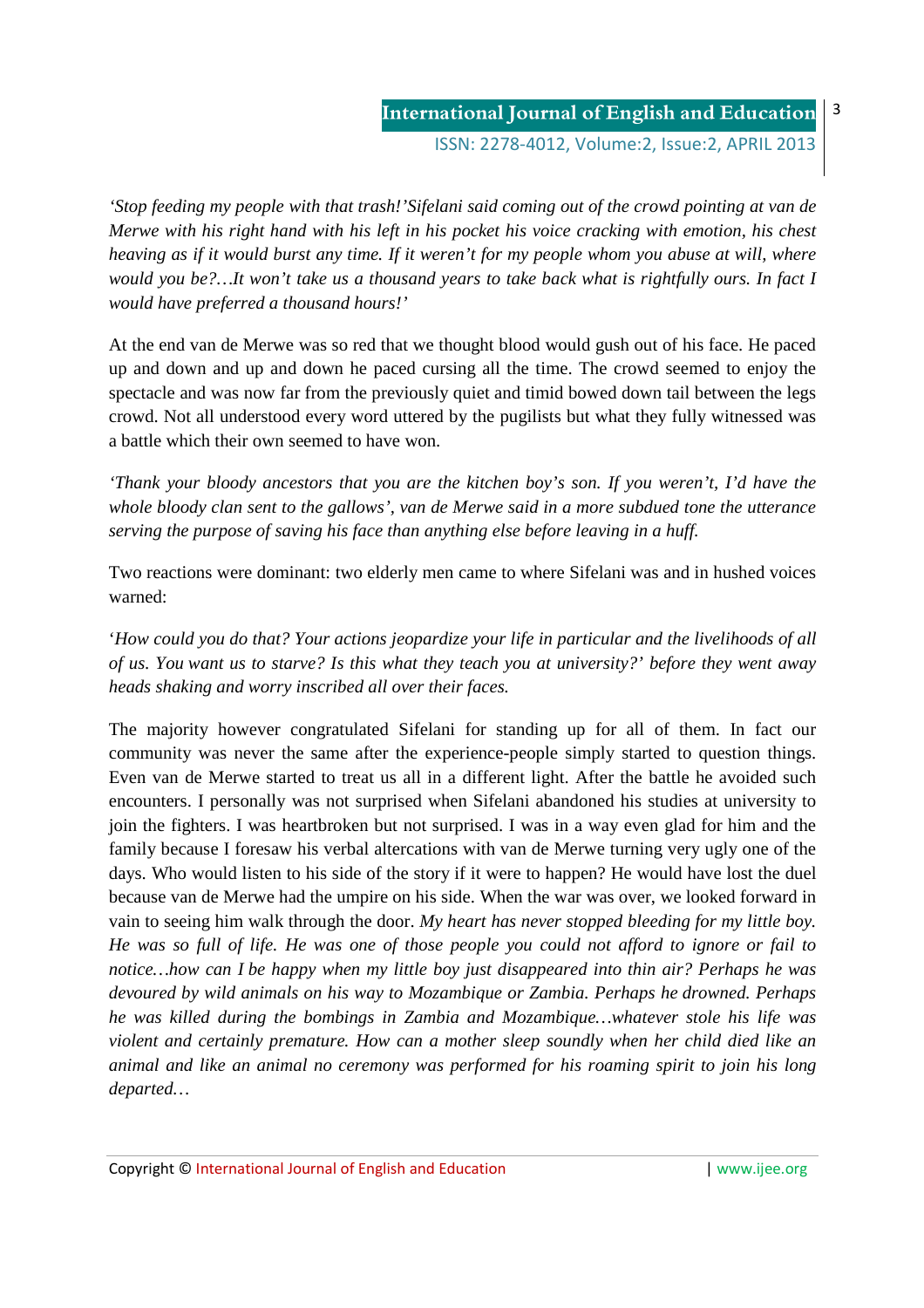*'Stop feeding my people with that trash!'Sifelani said coming out of the crowd pointing at van de Merwe with his right hand with his left in his pocket his voice cracking with emotion, his chest heaving as if it would burst any time. If it weren't for my people whom you abuse at will, where would you be?…It won't take us a thousand years to take back what is rightfully ours. In fact I would have preferred a thousand hours!'*

At the end van de Merwe was so red that we thought blood would gush out of his face. He paced up and down and up and down he paced cursing all the time. The crowd seemed to enjoy the spectacle and was now far from the previously quiet and timid bowed down tail between the legs crowd. Not all understood every word uttered by the pugilists but what they fully witnessed was a battle which their own seemed to have won.

*'Thank your bloody ancestors that you are the kitchen boy's son. If you weren't, I'd have the whole bloody clan sent to the gallows', van de Merwe said in a more subdued tone the utterance serving the purpose of saving his face than anything else before leaving in a huff.*

Two reactions were dominant: two elderly men came to where Sifelani was and in hushed voices warned:

'*How could you do that? Your actions jeopardize your life in particular and the livelihoods of all of us. You want us to starve? Is this what they teach you at university?' before they went away heads shaking and worry inscribed all over their faces.*

The majority however congratulated Sifelani for standing up for all of them. In fact our community was never the same after the experience-people simply started to question things. Even van de Merwe started to treat us all in a different light. After the battle he avoided such encounters. I personally was not surprised when Sifelani abandoned his studies at university to join the fighters. I was heartbroken but not surprised. I was in a way even glad for him and the family because I foresaw his verbal altercations with van de Merwe turning very ugly one of the days. Who would listen to his side of the story if it were to happen? He would have lost the duel because van de Merwe had the umpire on his side. When the war was over, we looked forward in vain to seeing him walk through the door. *My heart has never stopped bleeding for my little boy. He was so full of life. He was one of those people you could not afford to ignore or fail to notice…how can I be happy when my little boy just disappeared into thin air? Perhaps he was devoured by wild animals on his way to Mozambique or Zambia. Perhaps he drowned. Perhaps he was killed during the bombings in Zambia and Mozambique…whatever stole his life was violent and certainly premature. How can a mother sleep soundly when her child died like an animal and like an animal no ceremony was performed for his roaming spirit to join his long departed…*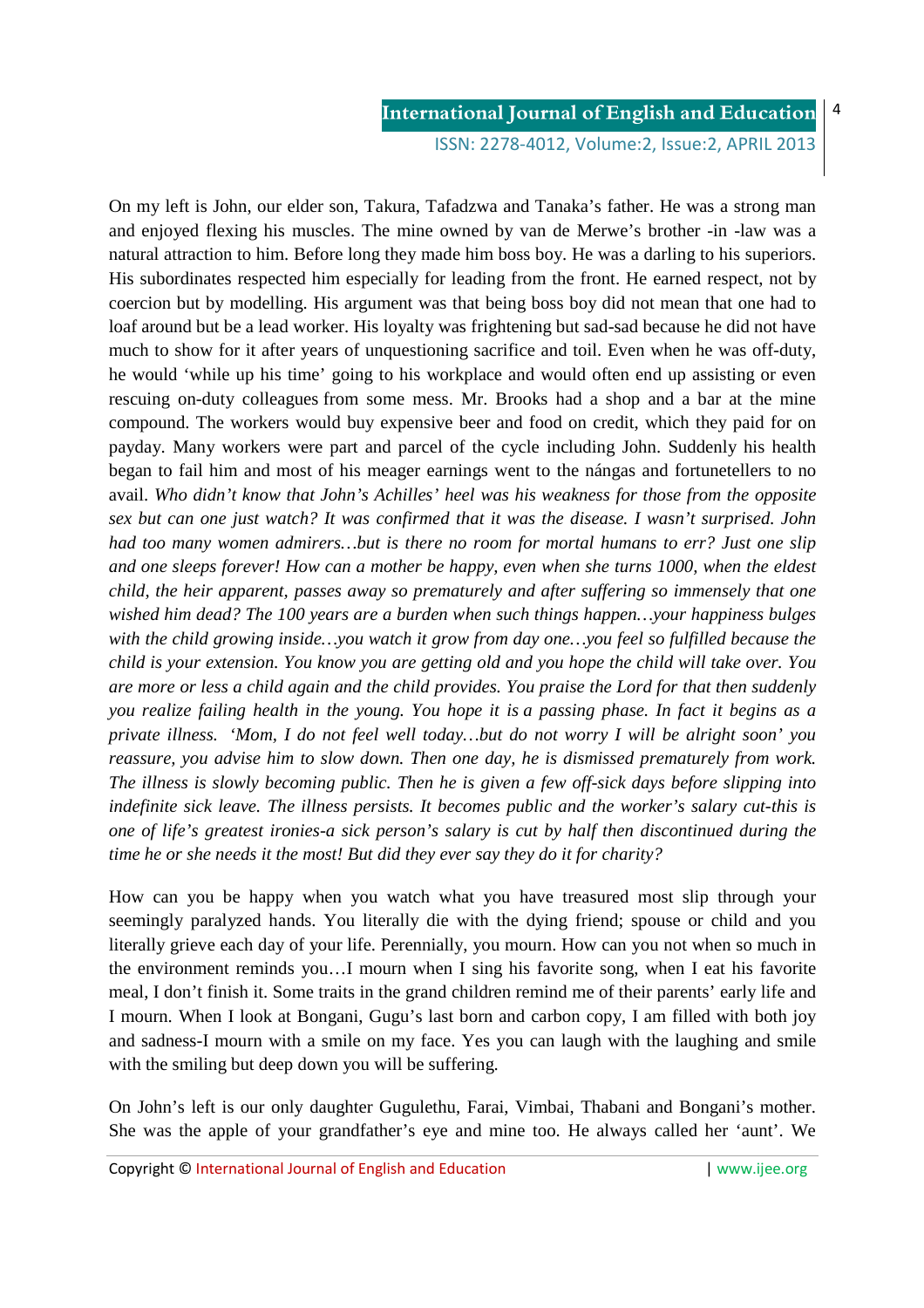On my left is John, our elder son, Takura, Tafadzwa and Tanaka's father. He was a strong man and enjoyed flexing his muscles. The mine owned by van de Merwe's brother -in -law was a natural attraction to him. Before long they made him boss boy. He was a darling to his superiors. His subordinates respected him especially for leading from the front. He earned respect, not by coercion but by modelling. His argument was that being boss boy did not mean that one had to loaf around but be a lead worker. His loyalty was frightening but sad-sad because he did not have much to show for it after years of unquestioning sacrifice and toil. Even when he was off-duty, he would 'while up his time' going to his workplace and would often end up assisting or even rescuing on-duty colleagues from some mess. Mr. Brooks had a shop and a bar at the mine compound. The workers would buy expensive beer and food on credit, which they paid for on payday. Many workers were part and parcel of the cycle including John. Suddenly his health began to fail him and most of his meager earnings went to the nángas and fortunetellers to no avail. *Who didn't know that John's Achilles' heel was his weakness for those from the opposite sex but can one just watch? It was confirmed that it was the disease. I wasn't surprised. John had too many women admirers…but is there no room for mortal humans to err? Just one slip and one sleeps forever! How can a mother be happy, even when she turns 1000, when the eldest child, the heir apparent, passes away so prematurely and after suffering so immensely that one wished him dead? The 100 years are a burden when such things happen…your happiness bulges with the child growing inside…you watch it grow from day one…you feel so fulfilled because the child is your extension. You know you are getting old and you hope the child will take over. You are more or less a child again and the child provides. You praise the Lord for that then suddenly you realize failing health in the young. You hope it is a passing phase. In fact it begins as a private illness. 'Mom, I do not feel well today…but do not worry I will be alright soon' you reassure, you advise him to slow down. Then one day, he is dismissed prematurely from work. The illness is slowly becoming public. Then he is given a few off-sick days before slipping into indefinite sick leave. The illness persists. It becomes public and the worker's salary cut-this is one of life's greatest ironies-a sick person's salary is cut by half then discontinued during the time he or she needs it the most! But did they ever say they do it for charity?*

How can you be happy when you watch what you have treasured most slip through your seemingly paralyzed hands. You literally die with the dying friend; spouse or child and you literally grieve each day of your life. Perennially, you mourn. How can you not when so much in the environment reminds you…I mourn when I sing his favorite song, when I eat his favorite meal, I don't finish it. Some traits in the grand children remind me of their parents' early life and I mourn. When I look at Bongani, Gugu's last born and carbon copy, I am filled with both joy and sadness-I mourn with a smile on my face. Yes you can laugh with the laughing and smile with the smiling but deep down you will be suffering.

On John's left is our only daughter Gugulethu, Farai, Vimbai, Thabani and Bongani's mother. She was the apple of your grandfather's eye and mine too. He always called her 'aunt'. We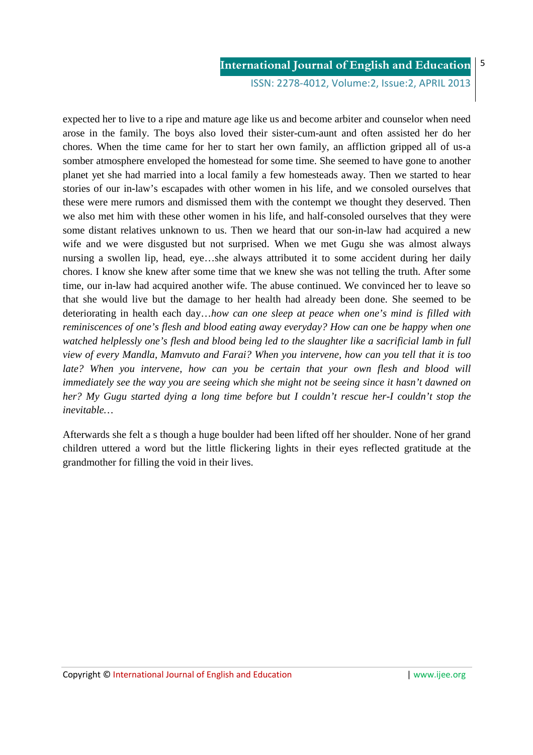expected her to live to a ripe and mature age like us and become arbiter and counselor when need arose in the family. The boys also loved their sister-cum-aunt and often assisted her do her chores. When the time came for her to start her own family, an affliction gripped all of us-a somber atmosphere enveloped the homestead for some time. She seemed to have gone to another planet yet she had married into a local family a few homesteads away. Then we started to hear stories of our in-law's escapades with other women in his life, and we consoled ourselves that these were mere rumors and dismissed them with the contempt we thought they deserved. Then we also met him with these other women in his life, and half-consoled ourselves that they were some distant relatives unknown to us. Then we heard that our son-in-law had acquired a new wife and we were disgusted but not surprised. When we met Gugu she was almost always nursing a swollen lip, head, eye…she always attributed it to some accident during her daily chores. I know she knew after some time that we knew she was not telling the truth. After some time, our in-law had acquired another wife. The abuse continued. We convinced her to leave so that she would live but the damage to her health had already been done. She seemed to be deteriorating in health each day…*how can one sleep at peace when one's mind is filled with reminiscences of one's flesh and blood eating away everyday? How can one be happy when one watched helplessly one's flesh and blood being led to the slaughter like a sacrificial lamb in full view of every Mandla, Mamvuto and Farai? When you intervene, how can you tell that it is too late? When you intervene, how can you be certain that your own flesh and blood will immediately see the way you are seeing which she might not be seeing since it hasn't dawned on her? My Gugu started dying a long time before but I couldn't rescue her-I couldn't stop the inevitable…*

Afterwards she felt a s though a huge boulder had been lifted off her shoulder. None of her grand children uttered a word but the little flickering lights in their eyes reflected gratitude at the grandmother for filling the void in their lives.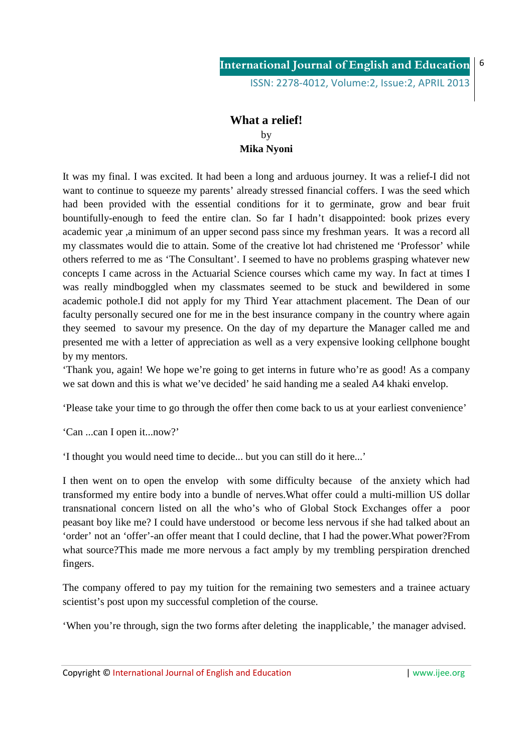# What a relief!

by

**Mika Nyoni**

It was my final. I was excited. It had been a long and arduous journey. It was a relief-I did not want to continue to squeeze my parents' already stressed financial coffers. I was the seed which had been provided with the essential conditions for it to germinate, grow and bear fruit bountifully-enough to feed the entire clan. So far I hadn't disappointed: book prizes every academic year ,a minimum of an upper second pass since my freshman years. It was a record all my classmates would die to attain. Some of the creative lot had christened me 'Professor' while others referred to me as 'The Consultant'. I seemed to have no problems grasping whatever new concepts I came across in the Actuarial Science courses which came my way. In fact at times I was really mindboggled when my classmates seemed to be stuck and bewildered in some academic pothole.I did not apply for my Third Year attachment placement. The Dean of our faculty personally secured one for me in the best insurance company in the country where again they seemed to savour my presence. On the day of my departure the Manager called me and presented me with a letter of appreciation as well as a very expensive looking cellphone bought by my mentors.

'Thank you, again! We hope we're going to get interns in future who're as good! As a company we sat down and this is what we've decided' he said handing me a sealed A4 khaki envelop.

'Please take your time to go through the offer then come back to us at your earliest convenience'

'Can ...can I open it...now?'

'I thought you would need time to decide... but you can still do it here...'

I then went on to open the envelop with some difficulty because of the anxiety which had transformed my entire body into a bundle of nerves.What offer could a multi-million US dollar transnational concern listed on all the who's who of Global Stock Exchanges offer a poor peasant boy like me? I could have understood or become less nervous if she had talked about an 'order' not an 'offer'-an offer meant that I could decline, that I had the power.What power?From what source?This made me more nervous a fact amply by my trembling perspiration drenched fingers.

The company offered to pay my tuition for the remaining two semesters and a trainee actuary scientist's post upon my successful completion of the course.

'When you're through, sign the two forms after deleting the inapplicable,' the manager advised.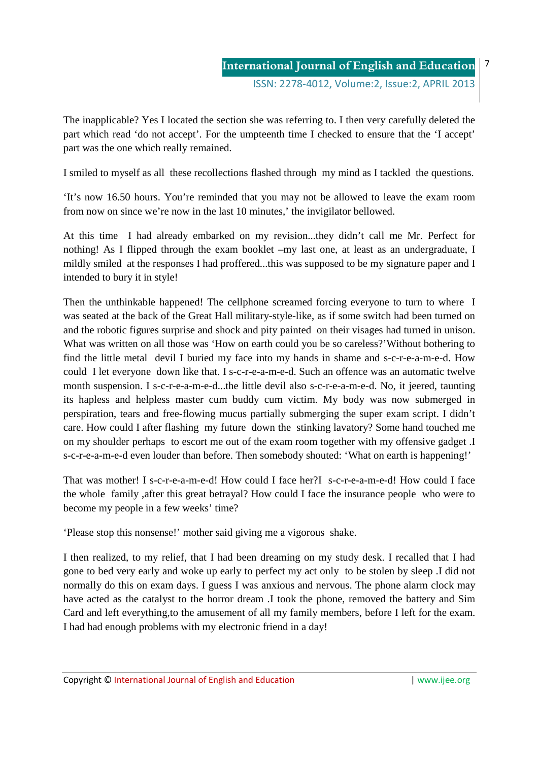The inapplicable? Yes I located the section she was referring to. I then very carefully deleted the part which read ‘do not accept’. For the umpteenth time I checked to ensure that the ‘I accept’ part was the one which really remained.

I smiled to myself as all these recollections flashed through my mind as I tackled the questions.

‘It’s now 16.50 hours. You’re reminded that you may not be allowed to leave the exam room from now on since we’re now in the last 10 minutes,’ the invigilator bellowed.

At this time I had already embarked on my revision...they didn’t call me Mr. Perfect for nothing! As I flipped through the exam booklet –my last one, at least as an undergraduate, I mildly smiled at the responses I had proffered...this was supposed to be my signature paper and I intended to bury it in style!

Then the unthinkable happened! The cellphone screamed forcing everyone to turn to where I was seated at the back of the Great Hall military-style-like, as if some switch had been turned on and the robotic figures surprise and shock and pity painted on their visages had turned in unison. What was written on all those was ‘How on earth could you be so careless?’Without bothering to find the little metal devil I buried my face into my hands in shame and s-c-r-e-a-m-e-d. How could I let everyone down like that. I s-c-r-e-a-m-e-d. Such an offence was an automatic twelve month suspension. I s-c-r-e-a-m-e-d...the little devil also s-c-r-e-a-m-e-d. No, it jeered, taunting its hapless and helpless master cum buddy cum victim. My body was now submerged in perspiration, tears and free-flowing mucus partially submerging the super exam script. I didn’t care. How could I after flashing my future down the stinking lavatory? Some hand touched me on my shoulder perhaps to escort me out of the exam room together with my offensive gadget .I s-c-r-e-a-m-e-d even louder than before. Then somebody shouted: ‘What on earth is happening!’

That was mother! I s-c-r-e-a-m-e-d! How could I face her?I s-c-r-e-a-m-e-d! How could I face the whole family ,after this great betrayal? How could I face the insurance people who were to become my people in a few weeks’ time?

‘Please stop this nonsense!’ mother said giving me a vigorous shake.

I then realized, to my relief, that I had been dreaming on my study desk. I recalled that I had gone to bed very early and woke up early to perfect my act only to be stolen by sleep .I did not normally do this on exam days. I guess I was anxious and nervous. The phone alarm clock may have acted as the catalyst to the horror dream .I took the phone, removed the battery and Sim Card and left everything,to the amusement of all my family members, before I left for the exam. I had had enough problems with my electronic friend in a day!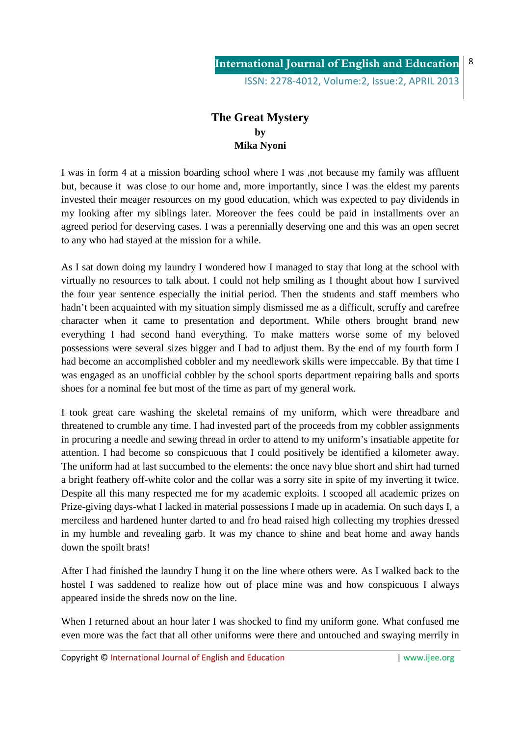# The Great Mystery

**by**

**Mika Nyoni**

I was in form 4 at a mission boarding school where I was ,not because my family was affluent but, because it was close to our home and, more importantly, since I was the eldest my parents invested their meager resources on my good education, which was expected to pay dividends in my looking after my siblings later. Moreover the fees could be paid in installments over an agreed period for deserving cases. I was a perennially deserving one and this was an open secret to any who had stayed at the mission for a while.

As I sat down doing my laundry I wondered how I managed to stay that long at the school with virtually no resources to talk about. I could not help smiling as I thought about how I survived the four year sentence especially the initial period. Then the students and staff members who hadn't been acquainted with my situation simply dismissed me as a difficult, scruffy and carefree character when it came to presentation and deportment. While others brought brand new everything I had second hand everything. To make matters worse some of my beloved possessions were several sizes bigger and I had to adjust them. By the end of my fourth form I had become an accomplished cobbler and my needlework skills were impeccable. By that time I was engaged as an unofficial cobbler by the school sports department repairing balls and sports shoes for a nominal fee but most of the time as part of my general work.

I took great care washing the skeletal remains of my uniform, which were threadbare and threatened to crumble any time. I had invested part of the proceeds from my cobbler assignments in procuring a needle and sewing thread in order to attend to my uniform's insatiable appetite for attention. I had become so conspicuous that I could positively be identified a kilometer away. The uniform had at last succumbed to the elements: the once navy blue short and shirt had turned a bright feathery off-white color and the collar was a sorry site in spite of my inverting it twice. Despite all this many respected me for my academic exploits. I scooped all academic prizes on Prize-giving days-what I lacked in material possessions I made up in academia. On such days I, a merciless and hardened hunter darted to and fro head raised high collecting my trophies dressed in my humble and revealing garb. It was my chance to shine and beat home and away hands down the spoilt brats!

After I had finished the laundry I hung it on the line where others were. As I walked back to the hostel I was saddened to realize how out of place mine was and how conspicuous I always appeared inside the shreds now on the line.

When I returned about an hour later I was shocked to find my uniform gone. What confused me even more was the fact that all other uniforms were there and untouched and swaying merrily in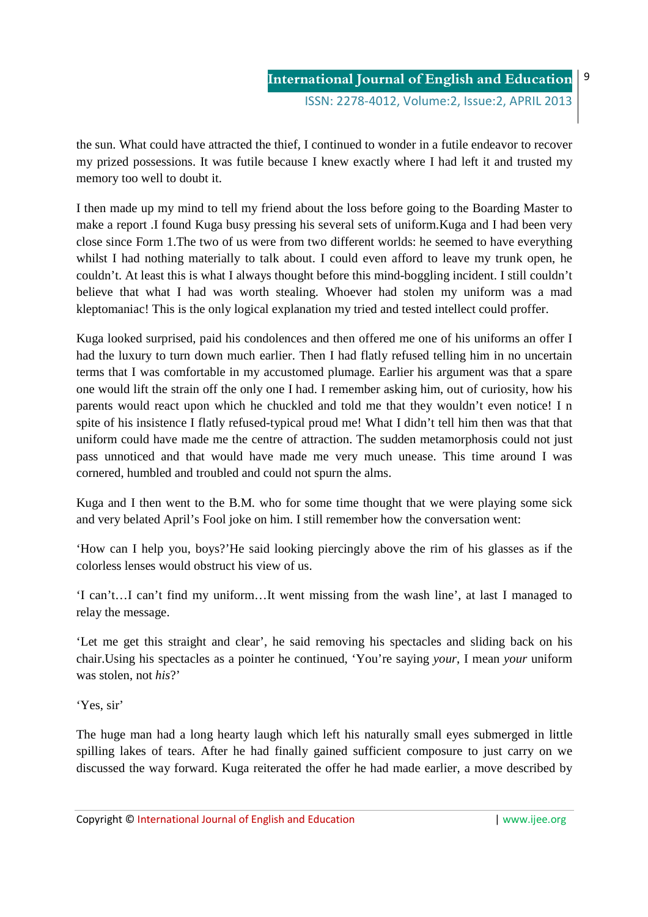the sun. What could have attracted the thief, I continued to wonder in a futile endeavor to recover my prized possessions. It was futile because I knew exactly where I had left it and trusted my memory too well to doubt it.

I then made up my mind to tell my friend about the loss before going to the Boarding Master to make a report .I found Kuga busy pressing his several sets of uniform.Kuga and I had been very close since Form 1.The two of us were from two different worlds: he seemed to have everything whilst I had nothing materially to talk about. I could even afford to leave my trunk open, he couldn't. At least this is what I always thought before this mind-boggling incident. I still couldn't believe that what I had was worth stealing. Whoever had stolen my uniform was a mad kleptomaniac! This is the only logical explanation my tried and tested intellect could proffer.

Kuga looked surprised, paid his condolences and then offered me one of his uniforms an offer I had the luxury to turn down much earlier. Then I had flatly refused telling him in no uncertain terms that I was comfortable in my accustomed plumage. Earlier his argument was that a spare one would lift the strain off the only one I had. I remember asking him, out of curiosity, how his parents would react upon which he chuckled and told me that they wouldn't even notice! I n spite of his insistence I flatly refused-typical proud me! What I didn't tell him then was that that uniform could have made me the centre of attraction. The sudden metamorphosis could not just pass unnoticed and that would have made me very much unease. This time around I was cornered, humbled and troubled and could not spurn the alms.

Kuga and I then went to the B.M. who for some time thought that we were playing some sick and very belated April's Fool joke on him. I still remember how the conversation went:

'How can I help you, boys?'He said looking piercingly above the rim of his glasses as if the colorless lenses would obstruct his view of us.

'I can't…I can't find my uniform…It went missing from the wash line', at last I managed to relay the message.

'Let me get this straight and clear', he said removing his spectacles and sliding back on his chair.Using his spectacles as a pointer he continued, 'You're saying *your*, I mean *your* uniform was stolen, not *his*?'

'Yes, sir'

The huge man had a long hearty laugh which left his naturally small eyes submerged in little spilling lakes of tears. After he had finally gained sufficient composure to just carry on we discussed the way forward. Kuga reiterated the offer he had made earlier, a move described by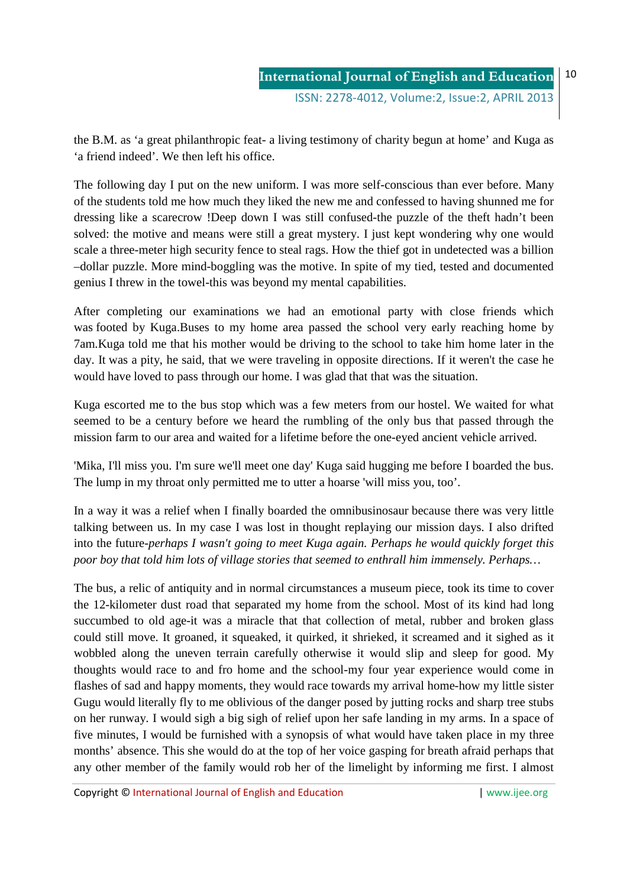the B.M. as 'a great philanthropic feat- a living testimony of charity begun at home' and Kuga as 'a friend indeed'. We then left his office.

The following day I put on the new uniform. I was more self-conscious than ever before. Many of the students told me how much they liked the new me and confessed to having shunned me for dressing like a scarecrow !Deep down I was still confused-the puzzle of the theft hadn't been solved: the motive and means were still a great mystery. I just kept wondering why one would scale a three-meter high security fence to steal rags. How the thief got in undetected was a billion –dollar puzzle. More mind-boggling was the motive. In spite of my tied, tested and documented genius I threw in the towel-this was beyond my mental capabilities.

After completing our examinations we had an emotional party with close friends which was footed by Kuga.Buses to my home area passed the school very early reaching home by 7am.Kuga told me that his mother would be driving to the school to take him home later in the day. It was a pity, he said, that we were traveling in opposite directions. If it weren't the case he would have loved to pass through our home. I was glad that that was the situation.

Kuga escorted me to the bus stop which was a few meters from our hostel. We waited for what seemed to be a century before we heard the rumbling of the only bus that passed through the mission farm to our area and waited for a lifetime before the one-eyed ancient vehicle arrived.

'Mika, I'll miss you. I'm sure we'll meet one day' Kuga said hugging me before I boarded the bus. The lump in my throat only permitted me to utter a hoarse 'will miss you, too'.

In a way it was a relief when I finally boarded the omnibusinosaur because there was very little talking between us. In my case I was lost in thought replaying our mission days. I also drifted into the future-*perhaps I wasn't going to meet Kuga again. Perhaps he would quickly forget this poor boy that told him lots of village stories that seemed to enthrall him immensely. Perhaps…*

The bus, a relic of antiquity and in normal circumstances a museum piece, took its time to cover the 12-kilometer dust road that separated my home from the school. Most of its kind had long succumbed to old age-it was a miracle that that collection of metal, rubber and broken glass could still move. It groaned, it squeaked, it quirked, it shrieked, it screamed and it sighed as it wobbled along the uneven terrain carefully otherwise it would slip and sleep for good. My thoughts would race to and fro home and the school-my four year experience would come in flashes of sad and happy moments, they would race towards my arrival home-how my little sister Gugu would literally fly to me oblivious of the danger posed by jutting rocks and sharp tree stubs on her runway. I would sigh a big sigh of relief upon her safe landing in my arms. In a space of five minutes, I would be furnished with a synopsis of what would have taken place in my three months' absence. This she would do at the top of her voice gasping for breath afraid perhaps that any other member of the family would rob her of the limelight by informing me first. I almost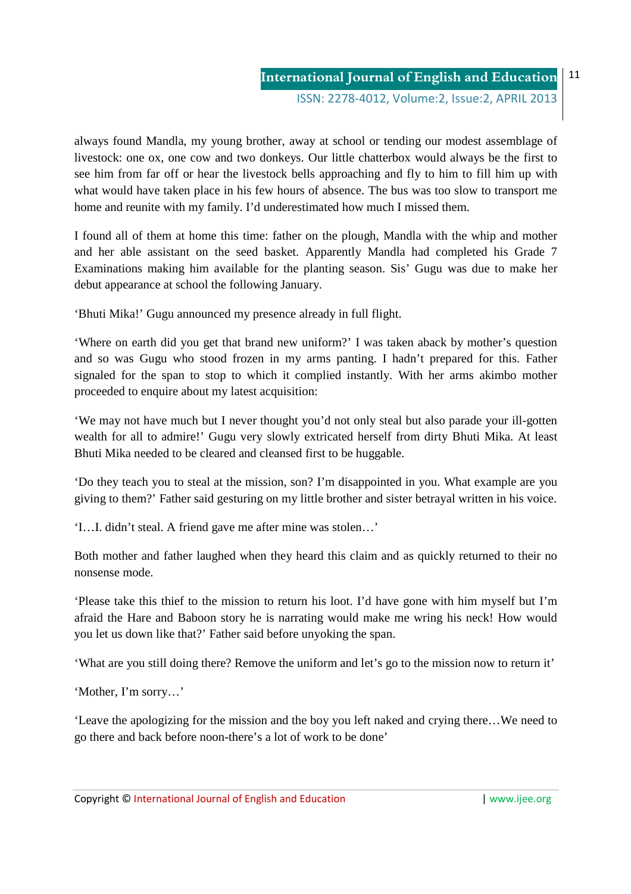always found Mandla, my young brother, away at school or tending our modest assemblage of livestock: one ox, one cow and two donkeys. Our little chatterbox would always be the first to see him from far off or hear the livestock bells approaching and fly to him to fill him up with what would have taken place in his few hours of absence. The bus was too slow to transport me home and reunite with my family. I'd underestimated how much I missed them.

I found all of them at home this time: father on the plough, Mandla with the whip and mother and her able assistant on the seed basket. Apparently Mandla had completed his Grade 7 Examinations making him available for the planting season. Sis' Gugu was due to make her debut appearance at school the following January.

'Bhuti Mika!' Gugu announced my presence already in full flight.

'Where on earth did you get that brand new uniform?' I was taken aback by mother's question and so was Gugu who stood frozen in my arms panting. I hadn't prepared for this. Father signaled for the span to stop to which it complied instantly. With her arms akimbo mother proceeded to enquire about my latest acquisition:

'We may not have much but I never thought you'd not only steal but also parade your ill-gotten wealth for all to admire!' Gugu very slowly extricated herself from dirty Bhuti Mika. At least Bhuti Mika needed to be cleared and cleansed first to be huggable.

'Do they teach you to steal at the mission, son? I'm disappointed in you. What example are you giving to them?' Father said gesturing on my little brother and sister betrayal written in his voice.

'I…I. didn't steal. A friend gave me after mine was stolen…'

Both mother and father laughed when they heard this claim and as quickly returned to their no nonsense mode.

'Please take this thief to the mission to return his loot. I'd have gone with him myself but I'm afraid the Hare and Baboon story he is narrating would make me wring his neck! How would you let us down like that?' Father said before unyoking the span.

'What are you still doing there? Remove the uniform and let's go to the mission now to return it'

'Mother, I'm sorry…'

'Leave the apologizing for the mission and the boy you left naked and crying there…We need to go there and back before noon-there's a lot of work to be done'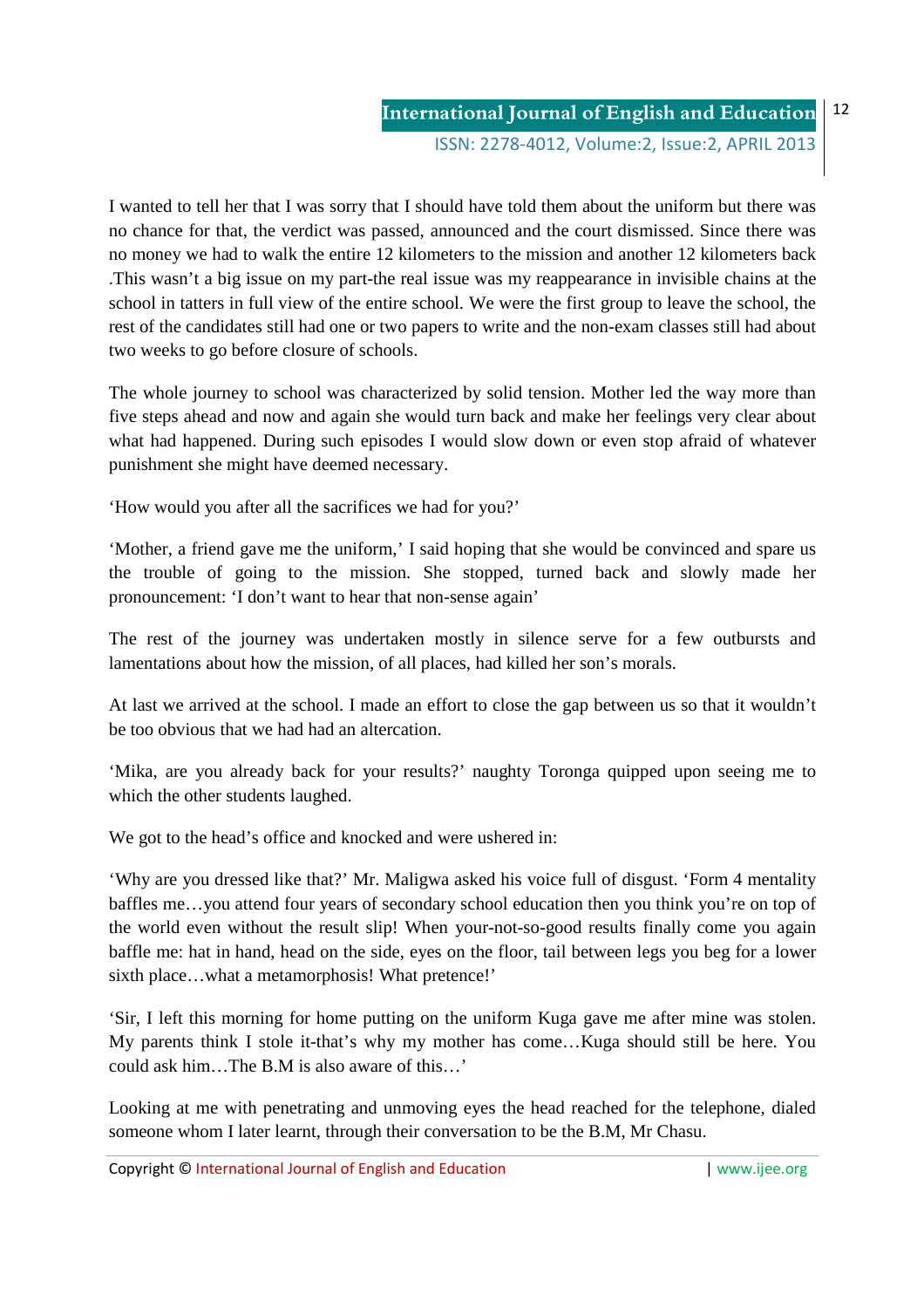I wanted to tell her that I was sorry that I should have told them about the uniform but there was no chance for that, the verdict was passed, announced and the court dismissed. Since there was no money we had to walk the entire 12 kilometers to the mission and another 12 kilometers back .This wasn't a big issue on my part-the real issue was my reappearance in invisible chains at the school in tatters in full view of the entire school. We were the first group to leave the school, the rest of the candidates still had one or two papers to write and the non-exam classes still had about two weeks to go before closure of schools.

The whole journey to school was characterized by solid tension. Mother led the way more than five steps ahead and now and again she would turn back and make her feelings very clear about what had happened. During such episodes I would slow down or even stop afraid of whatever punishment she might have deemed necessary.

'How would you after all the sacrifices we had for you?'

'Mother, a friend gave me the uniform,' I said hoping that she would be convinced and spare us the trouble of going to the mission. She stopped, turned back and slowly made her pronouncement: 'I don't want to hear that non-sense again'

The rest of the journey was undertaken mostly in silence serve for a few outbursts and lamentations about how the mission, of all places, had killed her son's morals.

At last we arrived at the school. I made an effort to close the gap between us so that it wouldn't be too obvious that we had had an altercation.

'Mika, are you already back for your results?' naughty Toronga quipped upon seeing me to which the other students laughed.

We got to the head's office and knocked and were ushered in:

'Why are you dressed like that?' Mr. Maligwa asked his voice full of disgust. 'Form 4 mentality baffles me…you attend four years of secondary school education then you think you're on top of the world even without the result slip! When your-not-so-good results finally come you again baffle me: hat in hand, head on the side, eyes on the floor, tail between legs you beg for a lower sixth place…what a metamorphosis! What pretence!'

'Sir, I left this morning for home putting on the uniform Kuga gave me after mine was stolen. My parents think I stole it-that's why my mother has come…Kuga should still be here. You could ask him…The B.M is also aware of this…'

Looking at me with penetrating and unmoving eyes the head reached for the telephone, dialed someone whom I later learnt, through their conversation to be the B.M, Mr Chasu.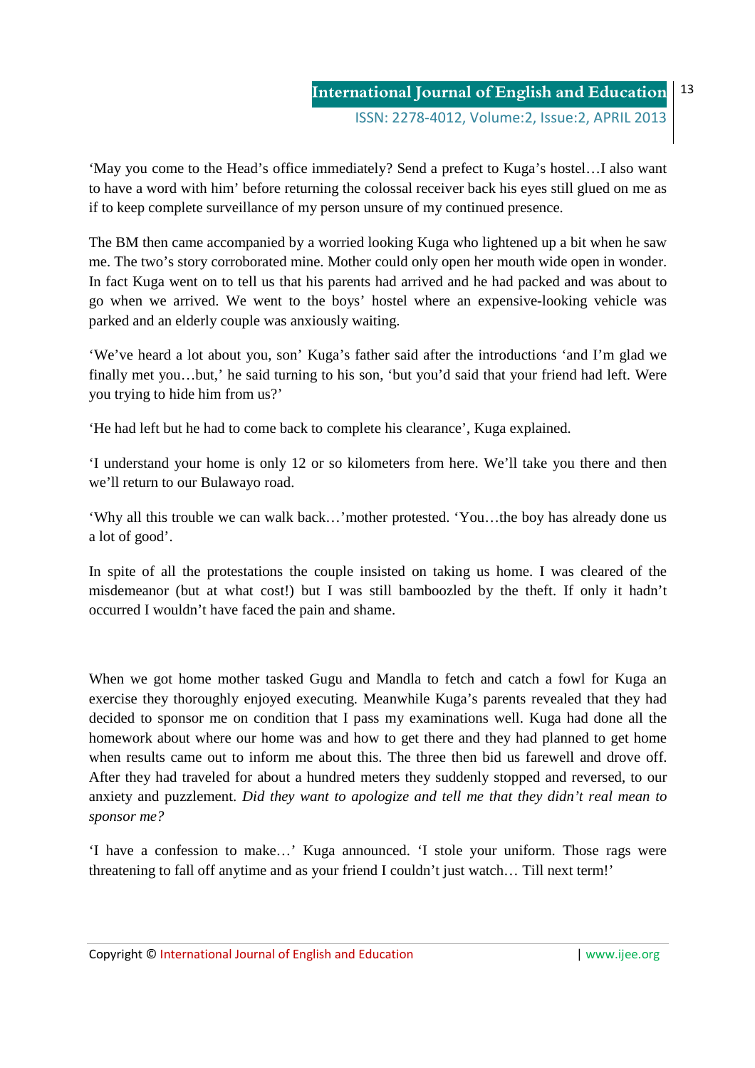'May you come to the Head's office immediately? Send a prefect to Kuga's hostel…I also want to have a word with him' before returning the colossal receiver back his eyes still glued on me as if to keep complete surveillance of my person unsure of my continued presence.

The BM then came accompanied by a worried looking Kuga who lightened up a bit when he saw me. The two's story corroborated mine. Mother could only open her mouth wide open in wonder. In fact Kuga went on to tell us that his parents had arrived and he had packed and was about to go when we arrived. We went to the boys' hostel where an expensive-looking vehicle was parked and an elderly couple was anxiously waiting.

'We've heard a lot about you, son' Kuga's father said after the introductions 'and I'm glad we finally met you…but,' he said turning to his son, 'but you'd said that your friend had left. Were you trying to hide him from us?'

'He had left but he had to come back to complete his clearance', Kuga explained.

'I understand your home is only 12 or so kilometers from here. We'll take you there and then we'll return to our Bulawayo road.

'Why all this trouble we can walk back…'mother protested. 'You…the boy has already done us a lot of good'.

In spite of all the protestations the couple insisted on taking us home. I was cleared of the misdemeanor (but at what cost!) but I was still bamboozled by the theft. If only it hadn't occurred I wouldn't have faced the pain and shame.

When we got home mother tasked Gugu and Mandla to fetch and catch a fowl for Kuga an exercise they thoroughly enjoyed executing. Meanwhile Kuga's parents revealed that they had decided to sponsor me on condition that I pass my examinations well. Kuga had done all the homework about where our home was and how to get there and they had planned to get home when results came out to inform me about this. The three then bid us farewell and drove off. After they had traveled for about a hundred meters they suddenly stopped and reversed, to our anxiety and puzzlement. *Did they want to apologize and tell me that they didn't real mean to sponsor me?*

'I have a confession to make…' Kuga announced. 'I stole your uniform. Those rags were threatening to fall off anytime and as your friend I couldn't just watch… Till next term!'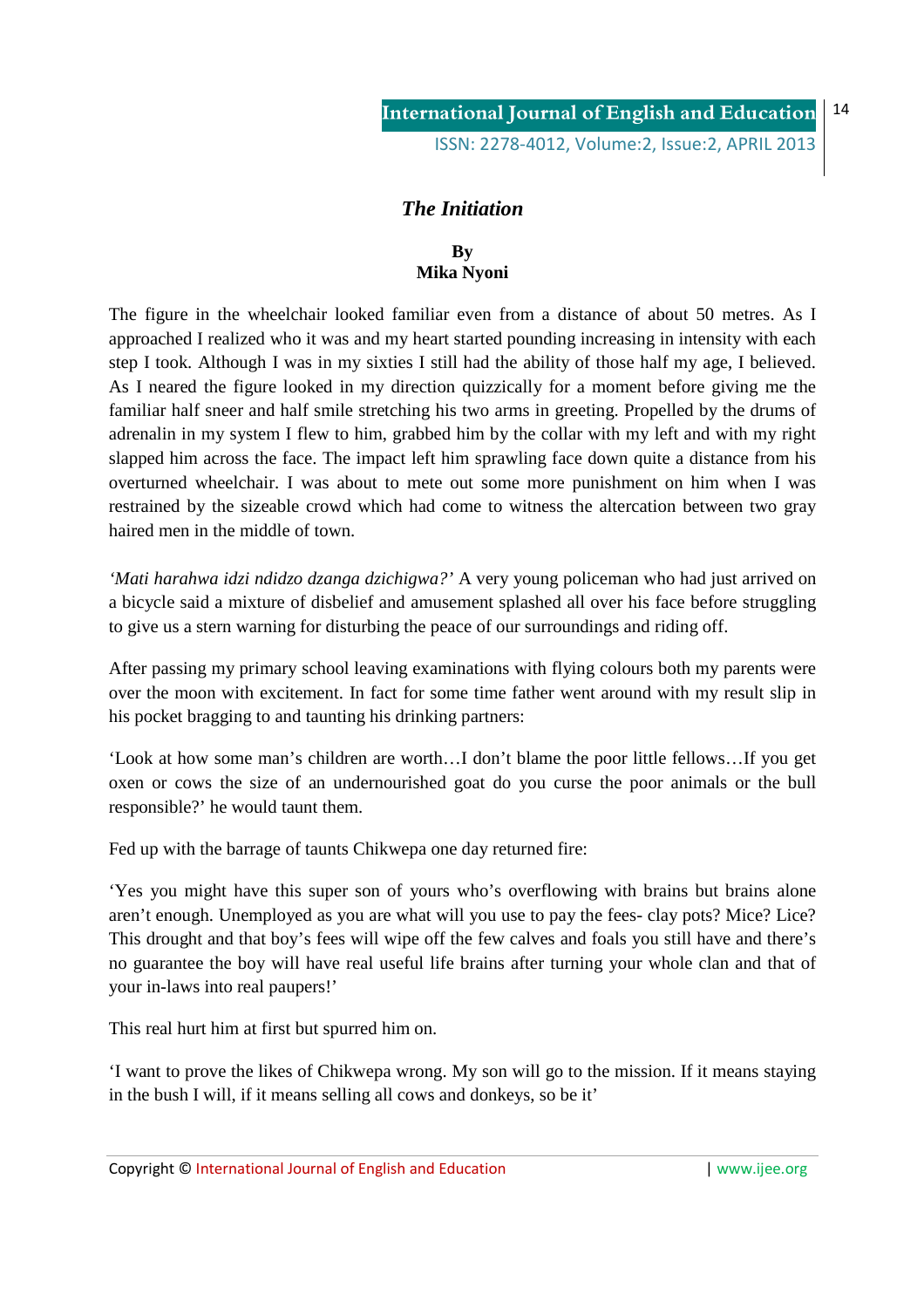# *The Initiation*

**By**
**Mika Nyoni**

The figure in the wheelchair looked familiar even from a distance of about 50 metres. As I approached I realized who it was and my heart started pounding increasing in intensity with each step I took. Although I was in my sixties I still had the ability of those half my age, I believed. As I neared the figure looked in my direction quizzically for a moment before giving me the familiar half sneer and half smile stretching his two arms in greeting. Propelled by the drums of adrenalin in my system I flew to him, grabbed him by the collar with my left and with my right slapped him across the face. The impact left him sprawling face down quite a distance from his overturned wheelchair. I was about to mete out some more punishment on him when I was restrained by the sizeable crowd which had come to witness the altercation between two gray haired men in the middle of town.

*'Mati harahwa idzi ndidzo dzanga dzichigwa?'* A very young policeman who had just arrived on a bicycle said a mixture of disbelief and amusement splashed all over his face before struggling to give us a stern warning for disturbing the peace of our surroundings and riding off.

After passing my primary school leaving examinations with flying colours both my parents were over the moon with excitement. In fact for some time father went around with my result slip in his pocket bragging to and taunting his drinking partners:

'Look at how some man's children are worth…I don't blame the poor little fellows…If you get oxen or cows the size of an undernourished goat do you curse the poor animals or the bull responsible?' he would taunt them.

Fed up with the barrage of taunts Chikwepa one day returned fire:

'Yes you might have this super son of yours who's overflowing with brains but brains alone aren't enough. Unemployed as you are what will you use to pay the fees- clay pots? Mice? Lice? This drought and that boy's fees will wipe off the few calves and foals you still have and there's no guarantee the boy will have real useful life brains after turning your whole clan and that of your in-laws into real paupers!'

This real hurt him at first but spurred him on.

'I want to prove the likes of Chikwepa wrong. My son will go to the mission. If it means staying in the bush I will, if it means selling all cows and donkeys, so be it'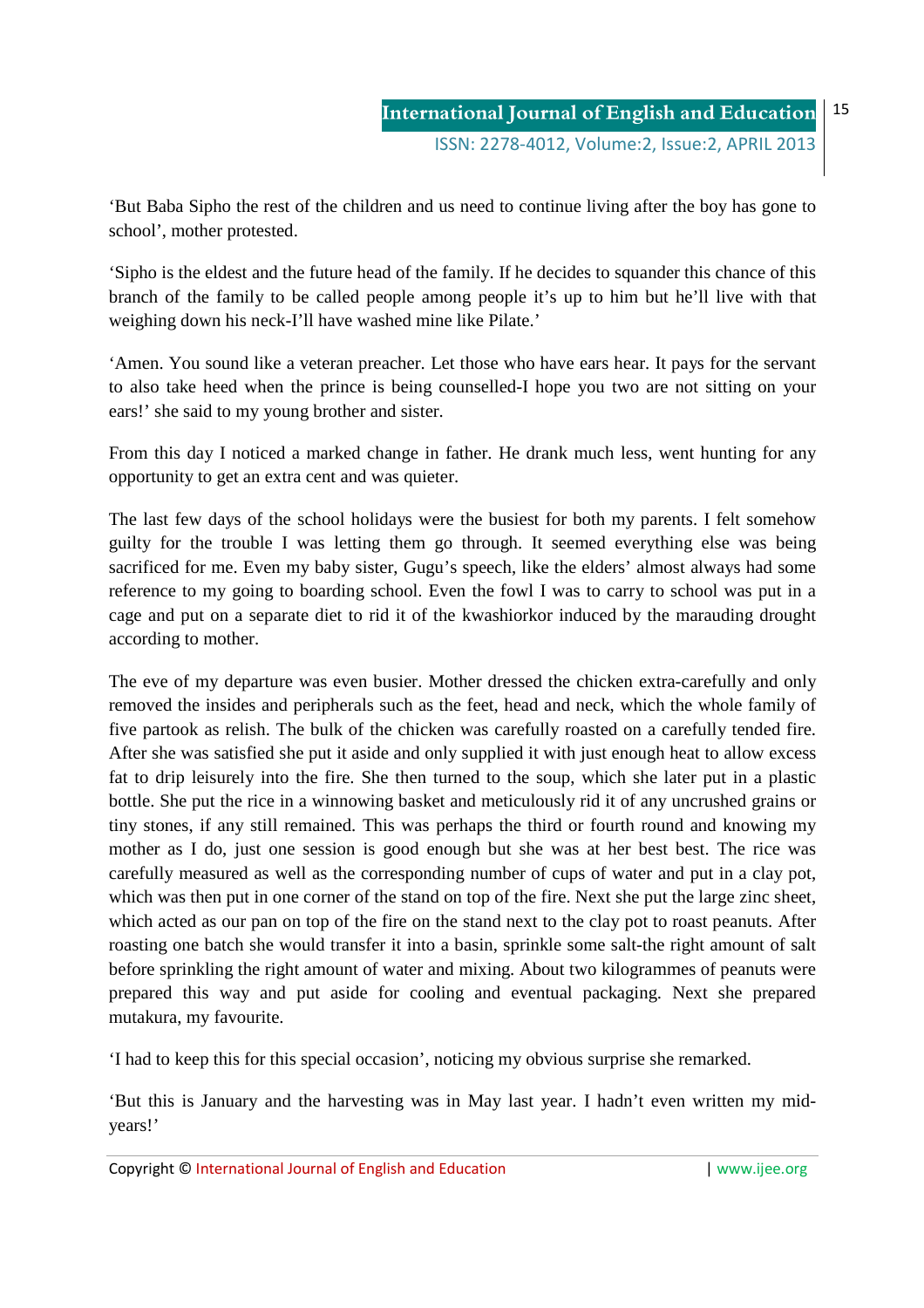'But Baba Sipho the rest of the children and us need to continue living after the boy has gone to school', mother protested.

'Sipho is the eldest and the future head of the family. If he decides to squander this chance of this branch of the family to be called people among people it's up to him but he'll live with that weighing down his neck-I'll have washed mine like Pilate.'

'Amen. You sound like a veteran preacher. Let those who have ears hear. It pays for the servant to also take heed when the prince is being counselled-I hope you two are not sitting on your ears!' she said to my young brother and sister.

From this day I noticed a marked change in father. He drank much less, went hunting for any opportunity to get an extra cent and was quieter.

The last few days of the school holidays were the busiest for both my parents. I felt somehow guilty for the trouble I was letting them go through. It seemed everything else was being sacrificed for me. Even my baby sister, Gugu's speech, like the elders' almost always had some reference to my going to boarding school. Even the fowl I was to carry to school was put in a cage and put on a separate diet to rid it of the kwashiorkor induced by the marauding drought according to mother.

The eve of my departure was even busier. Mother dressed the chicken extra-carefully and only removed the insides and peripherals such as the feet, head and neck, which the whole family of five partook as relish. The bulk of the chicken was carefully roasted on a carefully tended fire. After she was satisfied she put it aside and only supplied it with just enough heat to allow excess fat to drip leisurely into the fire. She then turned to the soup, which she later put in a plastic bottle. She put the rice in a winnowing basket and meticulously rid it of any uncrushed grains or tiny stones, if any still remained. This was perhaps the third or fourth round and knowing my mother as I do, just one session is good enough but she was at her best best. The rice was carefully measured as well as the corresponding number of cups of water and put in a clay pot, which was then put in one corner of the stand on top of the fire. Next she put the large zinc sheet, which acted as our pan on top of the fire on the stand next to the clay pot to roast peanuts. After roasting one batch she would transfer it into a basin, sprinkle some salt-the right amount of salt before sprinkling the right amount of water and mixing. About two kilogrammes of peanuts were prepared this way and put aside for cooling and eventual packaging. Next she prepared mutakura, my favourite.

'I had to keep this for this special occasion', noticing my obvious surprise she remarked.

'But this is January and the harvesting was in May last year. I hadn't even written my mid-years!'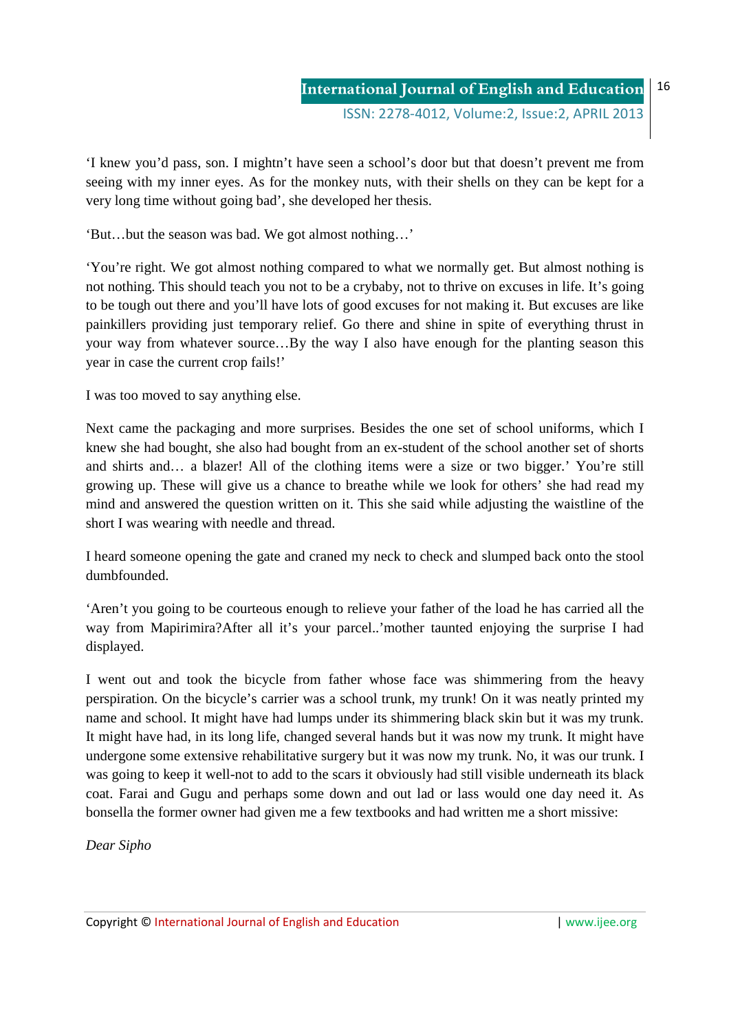'I knew you'd pass, son. I mightn't have seen a school's door but that doesn't prevent me from seeing with my inner eyes. As for the monkey nuts, with their shells on they can be kept for a very long time without going bad', she developed her thesis.

'But…but the season was bad. We got almost nothing…'

'You're right. We got almost nothing compared to what we normally get. But almost nothing is not nothing. This should teach you not to be a crybaby, not to thrive on excuses in life. It's going to be tough out there and you'll have lots of good excuses for not making it. But excuses are like painkillers providing just temporary relief. Go there and shine in spite of everything thrust in your way from whatever source…By the way I also have enough for the planting season this year in case the current crop fails!'

I was too moved to say anything else.

Next came the packaging and more surprises. Besides the one set of school uniforms, which I knew she had bought, she also had bought from an ex-student of the school another set of shorts and shirts and… a blazer! All of the clothing items were a size or two bigger.' You're still growing up. These will give us a chance to breathe while we look for others' she had read my mind and answered the question written on it. This she said while adjusting the waistline of the short I was wearing with needle and thread.

I heard someone opening the gate and craned my neck to check and slumped back onto the stool dumbfounded.

'Aren't you going to be courteous enough to relieve your father of the load he has carried all the way from Mapirimira?After all it's your parcel..'mother taunted enjoying the surprise I had displayed.

I went out and took the bicycle from father whose face was shimmering from the heavy perspiration. On the bicycle's carrier was a school trunk, my trunk! On it was neatly printed my name and school. It might have had lumps under its shimmering black skin but it was my trunk. It might have had, in its long life, changed several hands but it was now my trunk. It might have undergone some extensive rehabilitative surgery but it was now my trunk. No, it was our trunk. I was going to keep it well-not to add to the scars it obviously had still visible underneath its black coat. Farai and Gugu and perhaps some down and out lad or lass would one day need it. As bonsella the former owner had given me a few textbooks and had written me a short missive:

*Dear Sipho*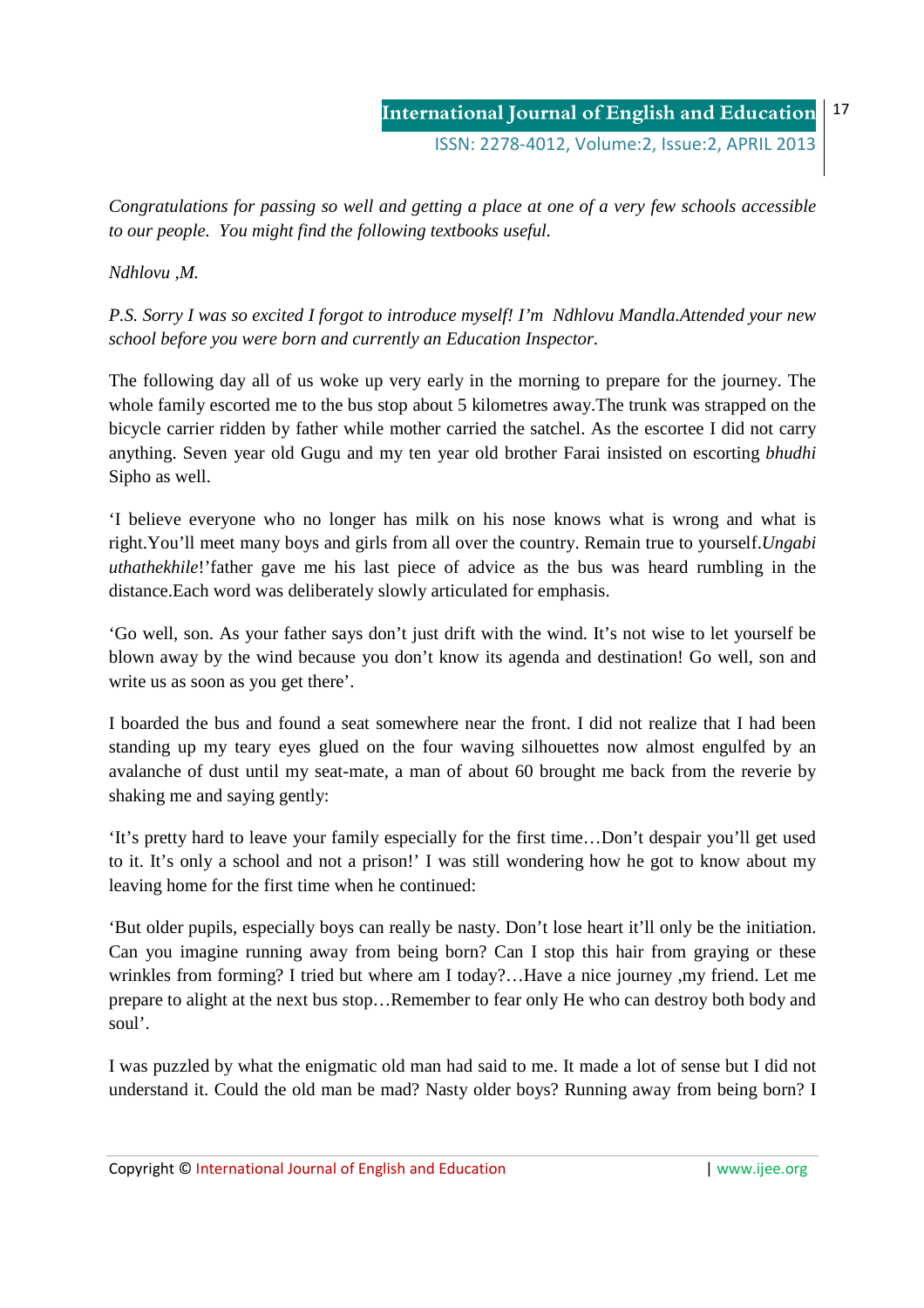*Congratulations for passing so well and getting a place at one of a very few schools accessible to our people. You might find the following textbooks useful.*

*Ndhlovu ,M.*

*P.S. Sorry I was so excited I forgot to introduce myself! I'm Ndhlovu Mandla.Attended your new school before you were born and currently an Education Inspector.*

The following day all of us woke up very early in the morning to prepare for the journey. The whole family escorted me to the bus stop about 5 kilometres away.The trunk was strapped on the bicycle carrier ridden by father while mother carried the satchel. As the escortee I did not carry anything. Seven year old Gugu and my ten year old brother Farai insisted on escorting *bhudhi* Sipho as well.

'I believe everyone who no longer has milk on his nose knows what is wrong and what is right.You'll meet many boys and girls from all over the country. Remain true to yourself.*Ungabi uthathekhile*!'father gave me his last piece of advice as the bus was heard rumbling in the distance.Each word was deliberately slowly articulated for emphasis.

'Go well, son. As your father says don't just drift with the wind. It's not wise to let yourself be blown away by the wind because you don't know its agenda and destination! Go well, son and write us as soon as you get there'.

I boarded the bus and found a seat somewhere near the front. I did not realize that I had been standing up my teary eyes glued on the four waving silhouettes now almost engulfed by an avalanche of dust until my seat-mate, a man of about 60 brought me back from the reverie by shaking me and saying gently:

'It's pretty hard to leave your family especially for the first time…Don't despair you'll get used to it. It's only a school and not a prison!' I was still wondering how he got to know about my leaving home for the first time when he continued:

'But older pupils, especially boys can really be nasty. Don't lose heart it'll only be the initiation. Can you imagine running away from being born? Can I stop this hair from graying or these wrinkles from forming? I tried but where am I today?…Have a nice journey ,my friend. Let me prepare to alight at the next bus stop…Remember to fear only He who can destroy both body and soul'.

I was puzzled by what the enigmatic old man had said to me. It made a lot of sense but I did not understand it. Could the old man be mad? Nasty older boys? Running away from being born? I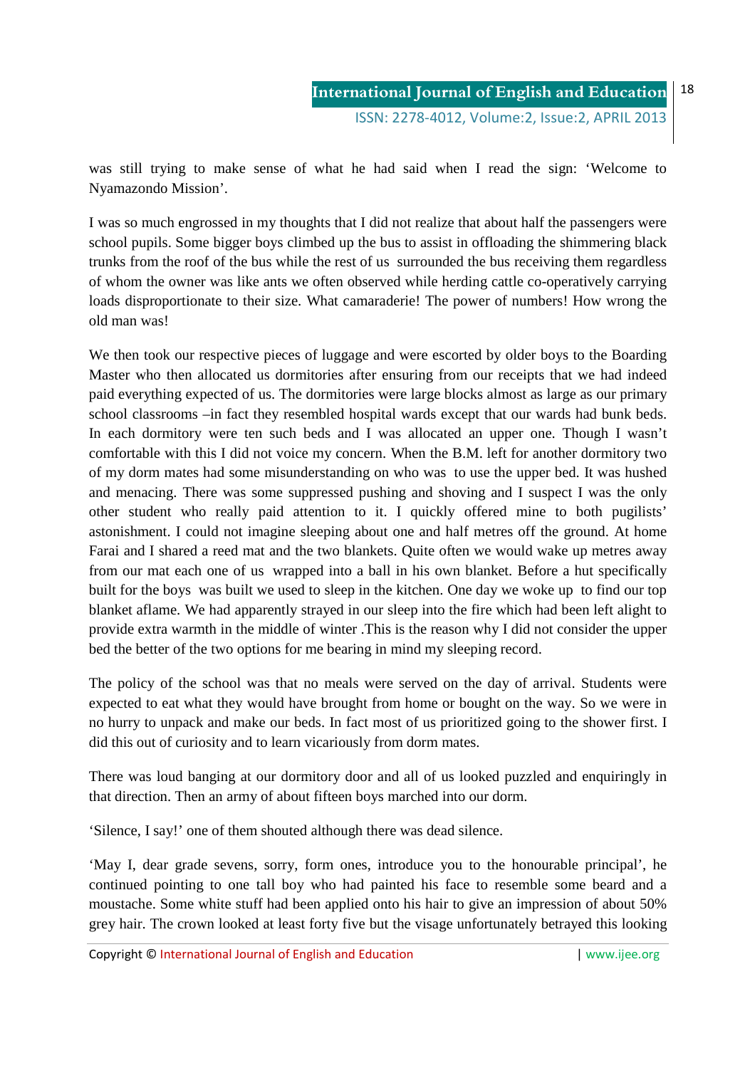was still trying to make sense of what he had said when I read the sign: 'Welcome to Nyamazondo Mission'.

I was so much engrossed in my thoughts that I did not realize that about half the passengers were school pupils. Some bigger boys climbed up the bus to assist in offloading the shimmering black trunks from the roof of the bus while the rest of us surrounded the bus receiving them regardless of whom the owner was like ants we often observed while herding cattle co-operatively carrying loads disproportionate to their size. What camaraderie! The power of numbers! How wrong the old man was!

We then took our respective pieces of luggage and were escorted by older boys to the Boarding Master who then allocated us dormitories after ensuring from our receipts that we had indeed paid everything expected of us. The dormitories were large blocks almost as large as our primary school classrooms –in fact they resembled hospital wards except that our wards had bunk beds. In each dormitory were ten such beds and I was allocated an upper one. Though I wasn't comfortable with this I did not voice my concern. When the B.M. left for another dormitory two of my dorm mates had some misunderstanding on who was to use the upper bed. It was hushed and menacing. There was some suppressed pushing and shoving and I suspect I was the only other student who really paid attention to it. I quickly offered mine to both pugilists' astonishment. I could not imagine sleeping about one and half metres off the ground. At home Farai and I shared a reed mat and the two blankets. Quite often we would wake up metres away from our mat each one of us wrapped into a ball in his own blanket. Before a hut specifically built for the boys was built we used to sleep in the kitchen. One day we woke up to find our top blanket aflame. We had apparently strayed in our sleep into the fire which had been left alight to provide extra warmth in the middle of winter .This is the reason why I did not consider the upper bed the better of the two options for me bearing in mind my sleeping record.

The policy of the school was that no meals were served on the day of arrival. Students were expected to eat what they would have brought from home or bought on the way. So we were in no hurry to unpack and make our beds. In fact most of us prioritized going to the shower first. I did this out of curiosity and to learn vicariously from dorm mates.

There was loud banging at our dormitory door and all of us looked puzzled and enquiringly in that direction. Then an army of about fifteen boys marched into our dorm.

'Silence, I say!' one of them shouted although there was dead silence.

'May I, dear grade sevens, sorry, form ones, introduce you to the honourable principal', he continued pointing to one tall boy who had painted his face to resemble some beard and a moustache. Some white stuff had been applied onto his hair to give an impression of about 50% grey hair. The crown looked at least forty five but the visage unfortunately betrayed this looking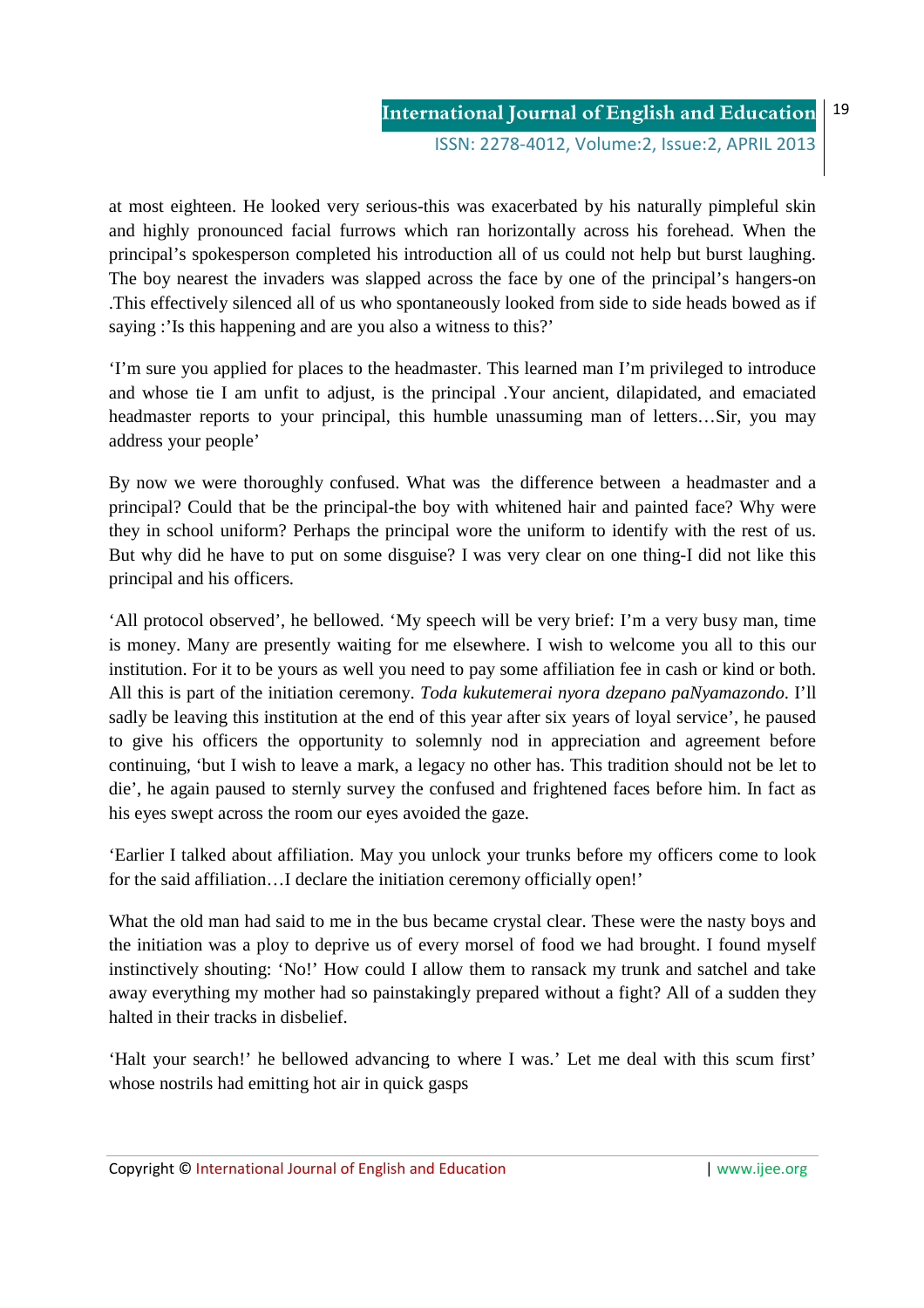at most eighteen. He looked very serious-this was exacerbated by his naturally pimpleful skin and highly pronounced facial furrows which ran horizontally across his forehead. When the principal's spokesperson completed his introduction all of us could not help but burst laughing. The boy nearest the invaders was slapped across the face by one of the principal's hangers-on .This effectively silenced all of us who spontaneously looked from side to side heads bowed as if saying :'Is this happening and are you also a witness to this?'

'I'm sure you applied for places to the headmaster. This learned man I'm privileged to introduce and whose tie I am unfit to adjust, is the principal .Your ancient, dilapidated, and emaciated headmaster reports to your principal, this humble unassuming man of letters…Sir, you may address your people'

By now we were thoroughly confused. What was the difference between a headmaster and a principal? Could that be the principal-the boy with whitened hair and painted face? Why were they in school uniform? Perhaps the principal wore the uniform to identify with the rest of us. But why did he have to put on some disguise? I was very clear on one thing-I did not like this principal and his officers.

'All protocol observed', he bellowed. 'My speech will be very brief: I'm a very busy man, time is money. Many are presently waiting for me elsewhere. I wish to welcome you all to this our institution. For it to be yours as well you need to pay some affiliation fee in cash or kind or both. All this is part of the initiation ceremony. *Toda kukutemerai nyora dzepano paNyamazondo*. I'll sadly be leaving this institution at the end of this year after six years of loyal service', he paused to give his officers the opportunity to solemnly nod in appreciation and agreement before continuing, 'but I wish to leave a mark, a legacy no other has. This tradition should not be let to die', he again paused to sternly survey the confused and frightened faces before him. In fact as his eyes swept across the room our eyes avoided the gaze.

'Earlier I talked about affiliation. May you unlock your trunks before my officers come to look for the said affiliation…I declare the initiation ceremony officially open!'

What the old man had said to me in the bus became crystal clear. These were the nasty boys and the initiation was a ploy to deprive us of every morsel of food we had brought. I found myself instinctively shouting: 'No!' How could I allow them to ransack my trunk and satchel and take away everything my mother had so painstakingly prepared without a fight? All of a sudden they halted in their tracks in disbelief.

'Halt your search!' he bellowed advancing to where I was.' Let me deal with this scum first' whose nostrils had emitting hot air in quick gasps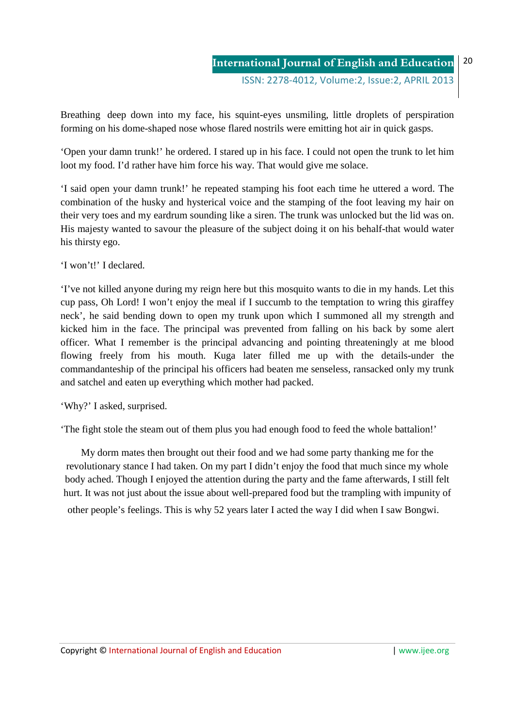Breathing deep down into my face, his squint-eyes unsmiling, little droplets of perspiration forming on his dome-shaped nose whose flared nostrils were emitting hot air in quick gasps.

'Open your damn trunk!' he ordered. I stared up in his face. I could not open the trunk to let him loot my food. I'd rather have him force his way. That would give me solace.

'I said open your damn trunk!' he repeated stamping his foot each time he uttered a word. The combination of the husky and hysterical voice and the stamping of the foot leaving my hair on their very toes and my eardrum sounding like a siren. The trunk was unlocked but the lid was on. His majesty wanted to savour the pleasure of the subject doing it on his behalf-that would water his thirsty ego.

'I won't!' I declared.

'I've not killed anyone during my reign here but this mosquito wants to die in my hands. Let this cup pass, Oh Lord! I won't enjoy the meal if I succumb to the temptation to wring this giraffey neck', he said bending down to open my trunk upon which I summoned all my strength and kicked him in the face. The principal was prevented from falling on his back by some alert officer. What I remember is the principal advancing and pointing threateningly at me blood flowing freely from his mouth. Kuga later filled me up with the details-under the commandanteship of the principal his officers had beaten me senseless, ransacked only my trunk and satchel and eaten up everything which mother had packed.

'Why?' I asked, surprised.

'The fight stole the steam out of them plus you had enough food to feed the whole battalion!'

My dorm mates then brought out their food and we had some party thanking me for the revolutionary stance I had taken. On my part I didn't enjoy the food that much since my whole body ached. Though I enjoyed the attention during the party and the fame afterwards, I still felt hurt. It was not just about the issue about well-prepared food but the trampling with impunity of other people's feelings. This is why 52 years later I acted the way I did when I saw Bongwi.